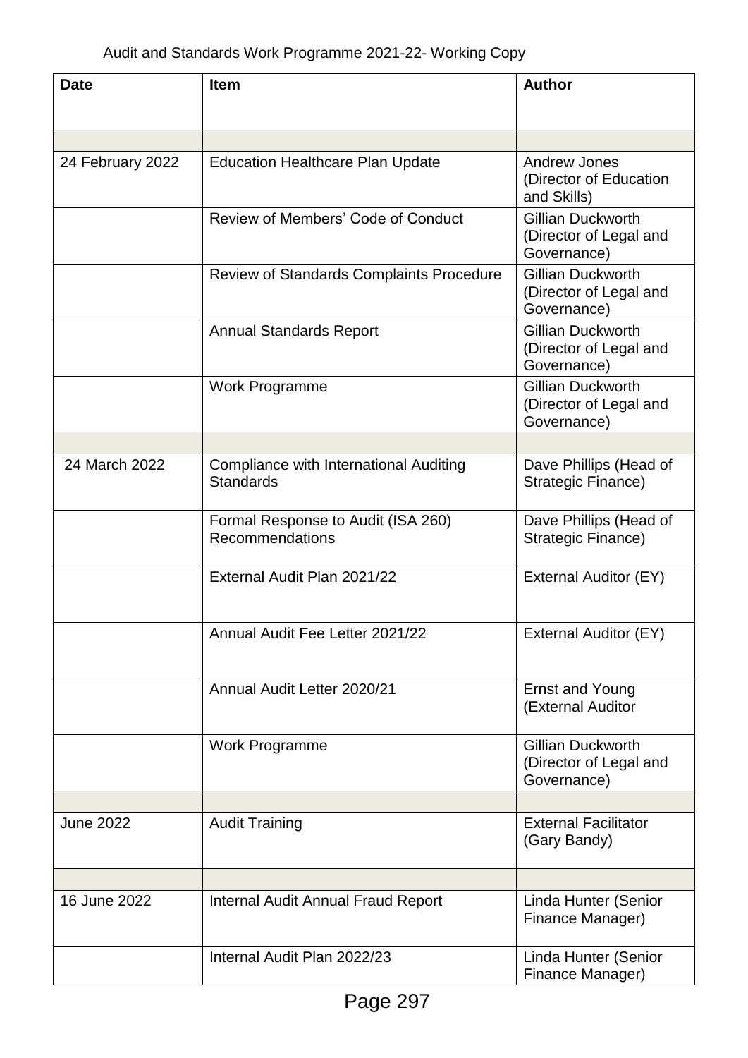Audit and Standards Work Programme 2021-22- Working Copy

| Date | Item | Author |
|---|---|---|
| | | |
| 24 February 2022 | Education Healthcare Plan Update | Andrew Jones (Director of Education and Skills) |
| | Review of Members' Code of Conduct | Gillian Duckworth (Director of Legal and Governance) |
| | Review of Standards Complaints Procedure | Gillian Duckworth (Director of Legal and Governance) |
| | Annual Standards Report | Gillian Duckworth (Director of Legal and Governance) |
| | Work Programme | Gillian Duckworth (Director of Legal and Governance) |
| | | |
| 24 March 2022 | Compliance with International Auditing Standards | Dave Phillips (Head of Strategic Finance) |
| | Formal Response to Audit (ISA 260) Recommendations | Dave Phillips (Head of Strategic Finance) |
| | External Audit Plan 2021/22 | External Auditor (EY) |
| | Annual Audit Fee Letter 2021/22 | External Auditor (EY) |
| | Annual Audit Letter 2020/21 | Ernst and Young (External Auditor |
| | Work Programme | Gillian Duckworth (Director of Legal and Governance) |
| | | |
| June 2022 | Audit Training | External Facilitator (Gary Bandy) |
| | | |
| 16 June 2022 | Internal Audit Annual Fraud Report | Linda Hunter (Senior Finance Manager) |
| | Internal Audit Plan 2022/23 | Linda Hunter (Senior Finance Manager) |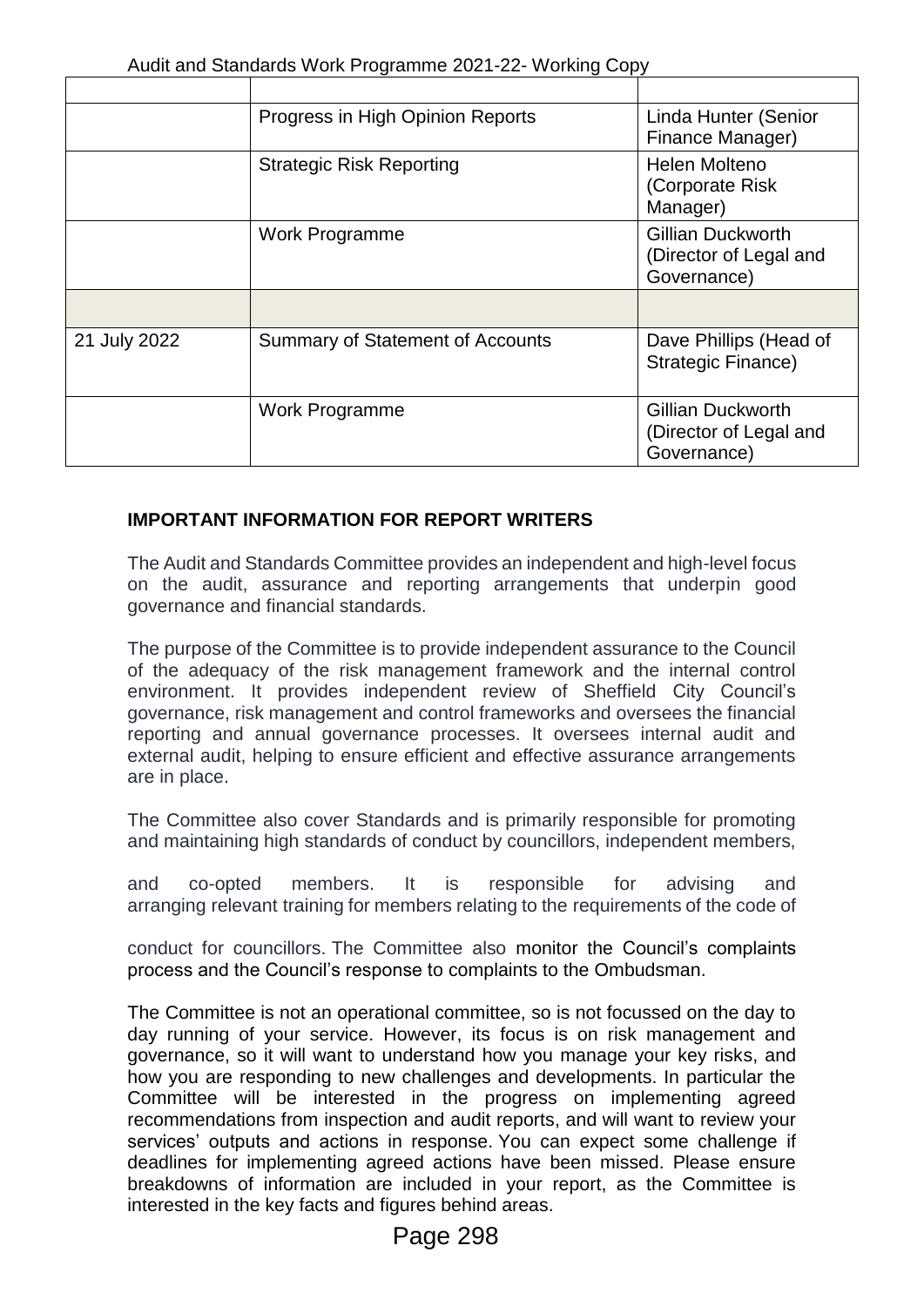| | | |
|---|---|---|
| | Progress in High Opinion Reports | Linda Hunter (Senior Finance Manager) |
| | Strategic Risk Reporting | Helen Molteno (Corporate Risk Manager) |
| | Work Programme | Gillian Duckworth (Director of Legal and Governance) |
| | | |
| 21 July 2022 | Summary of Statement of Accounts | Dave Phillips (Head of Strategic Finance) |
| | Work Programme | Gillian Duckworth (Director of Legal and Governance) |

**IMPORTANT INFORMATION FOR REPORT WRITERS**

The Audit and Standards Committee provides an independent and high-level focus on the audit, assurance and reporting arrangements that underpin good governance and financial standards.

The purpose of the Committee is to provide independent assurance to the Council of the adequacy of the risk management framework and the internal control environment. It provides independent review of Sheffield City Council's governance, risk management and control frameworks and oversees the financial reporting and annual governance processes. It oversees internal audit and external audit, helping to ensure efficient and effective assurance arrangements are in place.

The Committee also cover Standards and is primarily responsible for promoting and maintaining high standards of conduct by councillors, independent members, and co-opted members. It is responsible for advising and arranging relevant training for members relating to the requirements of the code of conduct for councillors. The Committee also monitor the Council's complaints process and the Council's response to complaints to the Ombudsman.

The Committee is not an operational committee, so is not focussed on the day to day running of your service. However, its focus is on risk management and governance, so it will want to understand how you manage your key risks, and how you are responding to new challenges and developments. In particular the Committee will be interested in the progress on implementing agreed recommendations from inspection and audit reports, and will want to review your services' outputs and actions in response. You can expect some challenge if deadlines for implementing agreed actions have been missed. Please ensure breakdowns of information are included in your report, as the Committee is interested in the key facts and figures behind areas.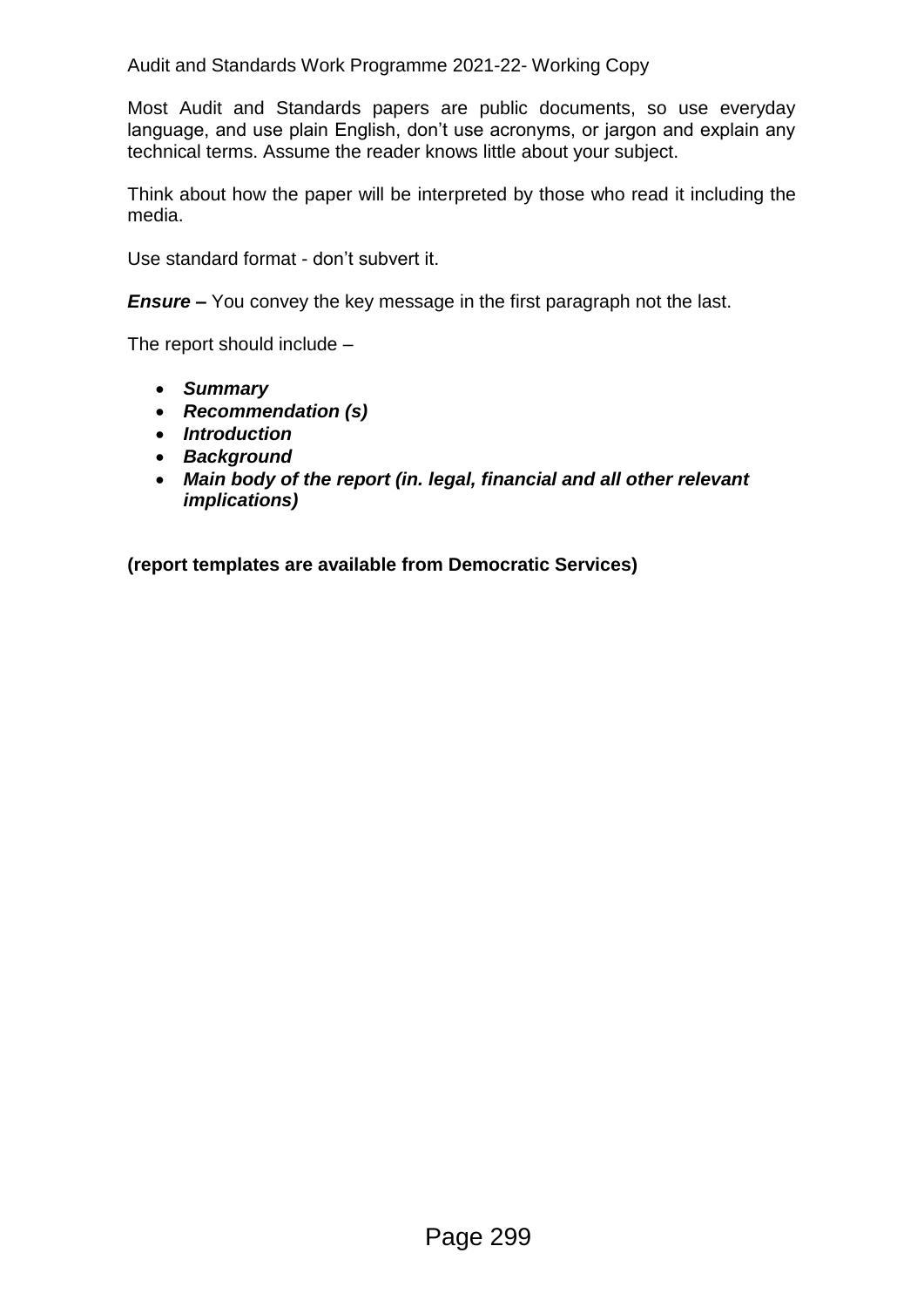Audit and Standards Work Programme 2021-22- Working Copy

Most Audit and Standards papers are public documents, so use everyday language, and use plain English, don't use acronyms, or jargon and explain any technical terms. Assume the reader knows little about your subject.

Think about how the paper will be interpreted by those who read it including the media.

Use standard format - don't subvert it.

***Ensure –*** You convey the key message in the first paragraph not the last.

The report should include –

- ***Summary***
- ***Recommendation (s)***
- ***Introduction***
- ***Background***
- ***Main body of the report (in. legal, financial and all other relevant implications)***

**(report templates are available from Democratic Services)**